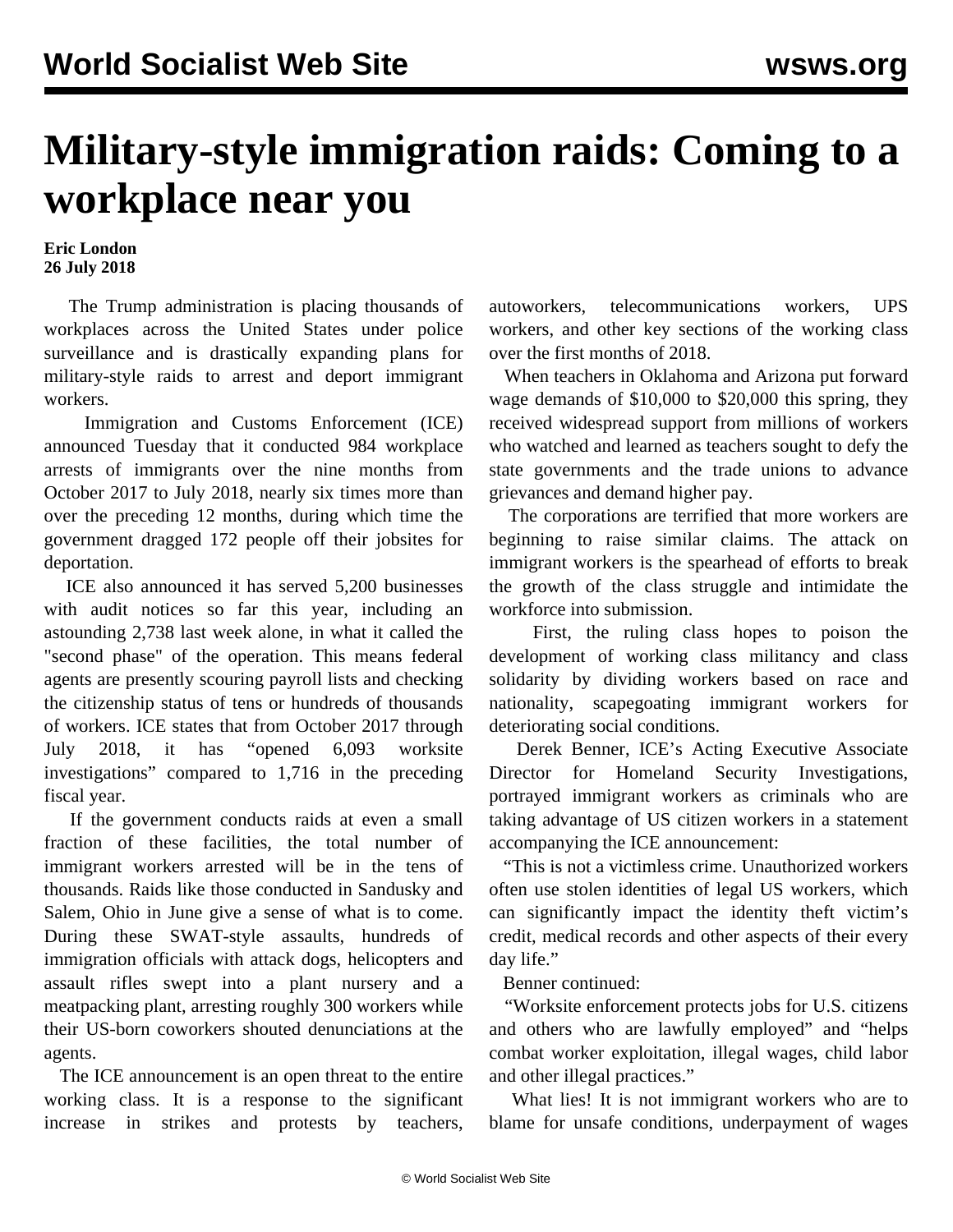# Military-style immigration raids: Coming to a workplace near you

**Eric London**
**26 July 2018**

The Trump administration is placing thousands of workplaces across the United States under police surveillance and is drastically expanding plans for military-style raids to arrest and deport immigrant workers.

Immigration and Customs Enforcement (ICE) announced Tuesday that it conducted 984 workplace arrests of immigrants over the nine months from October 2017 to July 2018, nearly six times more than over the preceding 12 months, during which time the government dragged 172 people off their jobsites for deportation.

ICE also announced it has served 5,200 businesses with audit notices so far this year, including an astounding 2,738 last week alone, in what it called the "second phase" of the operation. This means federal agents are presently scouring payroll lists and checking the citizenship status of tens or hundreds of thousands of workers. ICE states that from October 2017 through July 2018, it has "opened 6,093 worksite investigations" compared to 1,716 in the preceding fiscal year.

If the government conducts raids at even a small fraction of these facilities, the total number of immigrant workers arrested will be in the tens of thousands. Raids like those conducted in Sandusky and Salem, Ohio in June give a sense of what is to come. During these SWAT-style assaults, hundreds of immigration officials with attack dogs, helicopters and assault rifles swept into a plant nursery and a meatpacking plant, arresting roughly 300 workers while their US-born coworkers shouted denunciations at the agents.

The ICE announcement is an open threat to the entire working class. It is a response to the significant increase in strikes and protests by teachers, autoworkers, telecommunications workers, UPS workers, and other key sections of the working class over the first months of 2018.

When teachers in Oklahoma and Arizona put forward wage demands of $10,000 to $20,000 this spring, they received widespread support from millions of workers who watched and learned as teachers sought to defy the state governments and the trade unions to advance grievances and demand higher pay.

The corporations are terrified that more workers are beginning to raise similar claims. The attack on immigrant workers is the spearhead of efforts to break the growth of the class struggle and intimidate the workforce into submission.

First, the ruling class hopes to poison the development of working class militancy and class solidarity by dividing workers based on race and nationality, scapegoating immigrant workers for deteriorating social conditions.

Derek Benner, ICE's Acting Executive Associate Director for Homeland Security Investigations, portrayed immigrant workers as criminals who are taking advantage of US citizen workers in a statement accompanying the ICE announcement:

"This is not a victimless crime. Unauthorized workers often use stolen identities of legal US workers, which can significantly impact the identity theft victim's credit, medical records and other aspects of their every day life."

Benner continued:

"Worksite enforcement protects jobs for U.S. citizens and others who are lawfully employed" and "helps combat worker exploitation, illegal wages, child labor and other illegal practices."

What lies! It is not immigrant workers who are to blame for unsafe conditions, underpayment of wages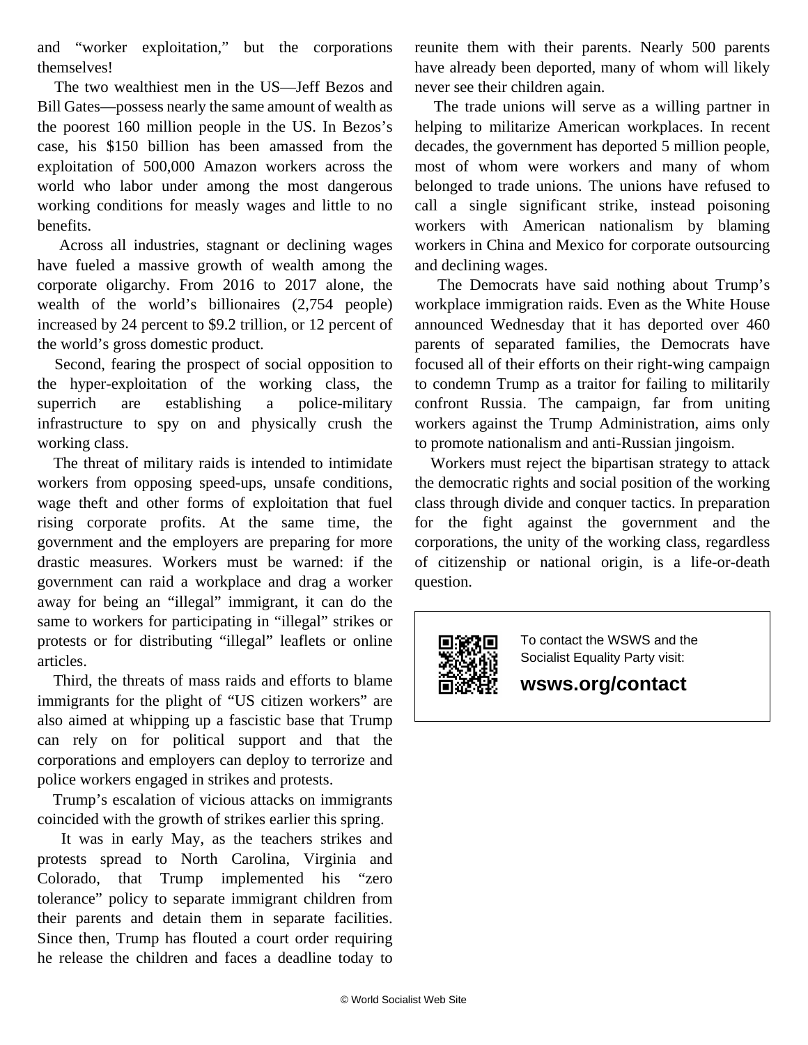and "worker exploitation," but the corporations themselves!

The two wealthiest men in the US—Jeff Bezos and Bill Gates—possess nearly the same amount of wealth as the poorest 160 million people in the US. In Bezos's case, his $150 billion has been amassed from the exploitation of 500,000 Amazon workers across the world who labor under among the most dangerous working conditions for measly wages and little to no benefits.

Across all industries, stagnant or declining wages have fueled a massive growth of wealth among the corporate oligarchy. From 2016 to 2017 alone, the wealth of the world's billionaires (2,754 people) increased by 24 percent to $9.2 trillion, or 12 percent of the world's gross domestic product.

Second, fearing the prospect of social opposition to the hyper-exploitation of the working class, the superrich are establishing a police-military infrastructure to spy on and physically crush the working class.

The threat of military raids is intended to intimidate workers from opposing speed-ups, unsafe conditions, wage theft and other forms of exploitation that fuel rising corporate profits. At the same time, the government and the employers are preparing for more drastic measures. Workers must be warned: if the government can raid a workplace and drag a worker away for being an "illegal" immigrant, it can do the same to workers for participating in "illegal" strikes or protests or for distributing "illegal" leaflets or online articles.

Third, the threats of mass raids and efforts to blame immigrants for the plight of "US citizen workers" are also aimed at whipping up a fascistic base that Trump can rely on for political support and that the corporations and employers can deploy to terrorize and police workers engaged in strikes and protests.

Trump's escalation of vicious attacks on immigrants coincided with the growth of strikes earlier this spring.

It was in early May, as the teachers strikes and protests spread to North Carolina, Virginia and Colorado, that Trump implemented his "zero tolerance" policy to separate immigrant children from their parents and detain them in separate facilities. Since then, Trump has flouted a court order requiring he release the children and faces a deadline today to reunite them with their parents. Nearly 500 parents have already been deported, many of whom will likely never see their children again.

The trade unions will serve as a willing partner in helping to militarize American workplaces. In recent decades, the government has deported 5 million people, most of whom were workers and many of whom belonged to trade unions. The unions have refused to call a single significant strike, instead poisoning workers with American nationalism by blaming workers in China and Mexico for corporate outsourcing and declining wages.

The Democrats have said nothing about Trump's workplace immigration raids. Even as the White House announced Wednesday that it has deported over 460 parents of separated families, the Democrats have focused all of their efforts on their right-wing campaign to condemn Trump as a traitor for failing to militarily confront Russia. The campaign, far from uniting workers against the Trump Administration, aims only to promote nationalism and anti-Russian jingoism.

Workers must reject the bipartisan strategy to attack the democratic rights and social position of the working class through divide and conquer tactics. In preparation for the fight against the government and the corporations, the unity of the working class, regardless of citizenship or national origin, is a life-or-death question.

To contact the WSWS and the Socialist Equality Party visit:

**wsws.org/contact**